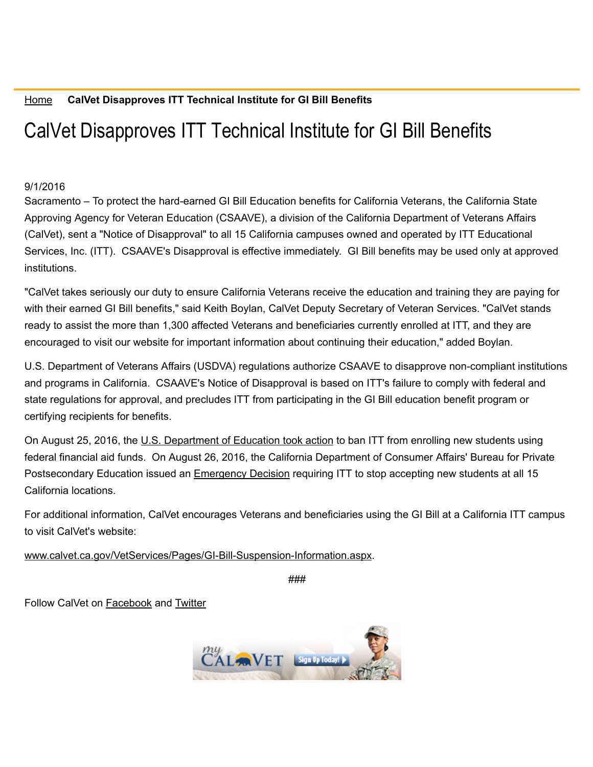Home **CalVet Disapproves ITT Technical Institute for GI Bill Benefits**

# CalVet Disapproves ITT Technical Institute for GI Bill Benefits

9/1/2016

Sacramento – To protect the hard-earned GI Bill Education benefits for California Veterans, the California State Approving Agency for Veteran Education (CSAAVE), a division of the California Department of Veterans Affairs (CalVet), sent a "Notice of Disapproval" to all 15 California campuses owned and operated by ITT Educational Services, Inc. (ITT). CSAAVE's Disapproval is effective immediately. GI Bill benefits may be used only at approved institutions.

"CalVet takes seriously our duty to ensure California Veterans receive the education and training they are paying for with their earned GI Bill benefits," said Keith Boylan, CalVet Deputy Secretary of Veteran Services. "CalVet stands ready to assist the more than 1,300 affected Veterans and beneficiaries currently enrolled at ITT, and they are encouraged to visit our website for important information about continuing their education," added Boylan.

U.S. Department of Veterans Affairs (USDVA) regulations authorize CSAAVE to disapprove non-compliant institutions and programs in California. CSAAVE's Notice of Disapproval is based on ITT's failure to comply with federal and state regulations for approval, and precludes ITT from participating in the GI Bill education benefit program or certifying recipients for benefits.

On August 25, 2016, the U.S. Department of Education took action to ban ITT from enrolling new students using federal financial aid funds. On August 26, 2016, the California Department of Consumer Affairs' Bureau for Private Postsecondary Education issued an Emergency Decision requiring ITT to stop accepting new students at all 15 California locations.

For additional information, CalVet encourages Veterans and beneficiaries using the GI Bill at a California ITT campus to visit CalVet's website:

www.calvet.ca.gov/VetServices/Pages/GI-Bill-Suspension-Information.aspx.

###

Follow CalVet on Facebook and Twitter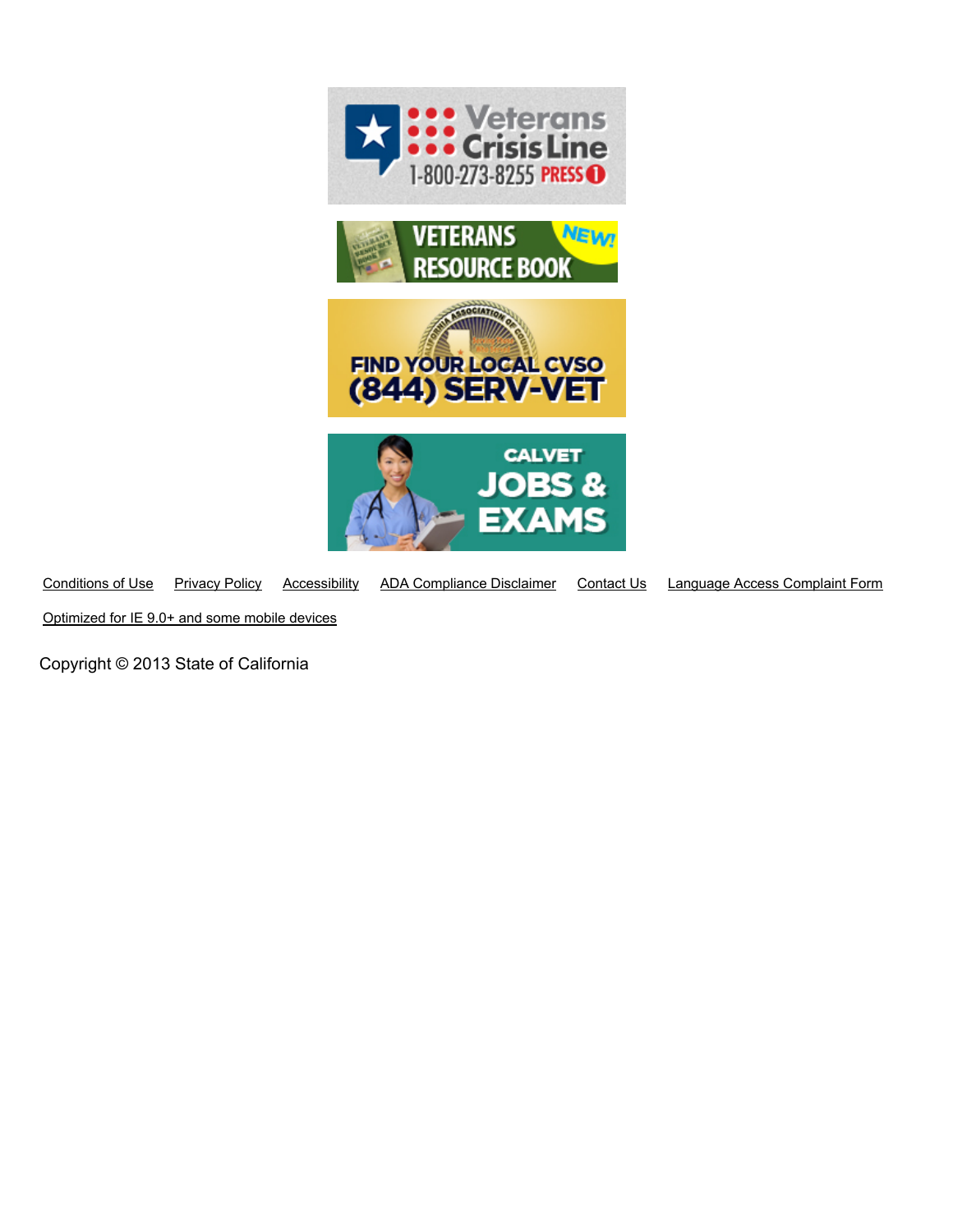Veterans Crisis Line
1-800-273-8255 PRESS 1

VETERANS RESOURCE BOOK NEW!

FIND YOUR LOCAL CVSO
(844) SERV-VET

CALVET JOBS & EXAMS

Conditions of Use Privacy Policy Accessibility ADA Compliance Disclaimer Contact Us Language Access Complaint Form

Optimized for IE 9.0+ and some mobile devices

Copyright © 2013 State of California